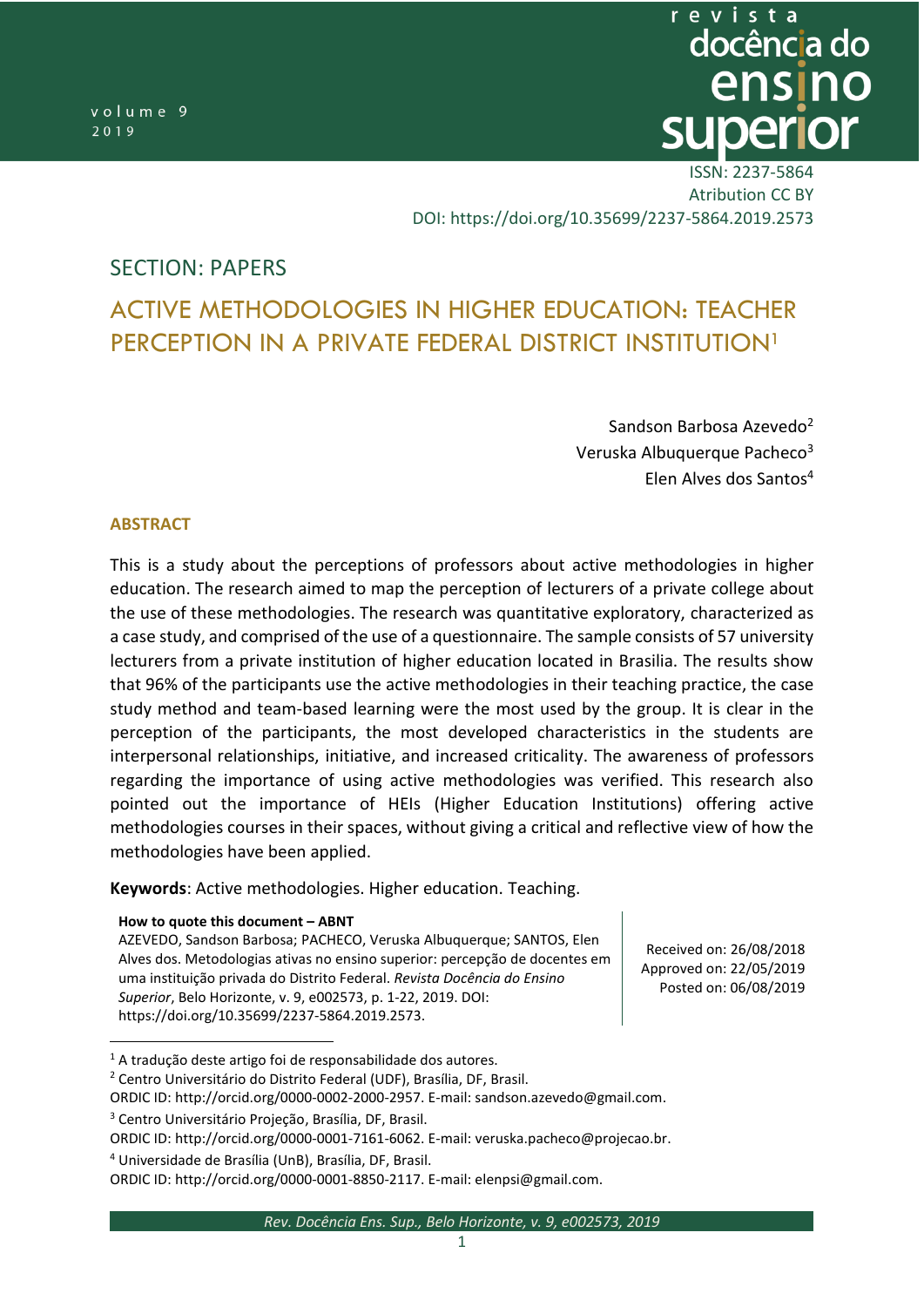ISSN: 2237-5864
Atribution CC BY
DOI: https://doi.org/10.35699/2237-5864.2019.2573

SECTION: PAPERS

# ACTIVE METHODOLOGIES IN HIGHER EDUCATION: TEACHER PERCEPTION IN A PRIVATE FEDERAL DISTRICT INSTITUTION[1]

Sandson Barbosa Azevedo[2]
Veruska Albuquerque Pacheco[3]
Elen Alves dos Santos[4]

## ABSTRACT

This is a study about the perceptions of professors about active methodologies in higher education. The research aimed to map the perception of lecturers of a private college about the use of these methodologies. The research was quantitative exploratory, characterized as a case study, and comprised of the use of a questionnaire. The sample consists of 57 university lecturers from a private institution of higher education located in Brasilia. The results show that 96% of the participants use the active methodologies in their teaching practice, the case study method and team-based learning were the most used by the group. It is clear in the perception of the participants, the most developed characteristics in the students are interpersonal relationships, initiative, and increased criticality. The awareness of professors regarding the importance of using active methodologies was verified. This research also pointed out the importance of HEIs (Higher Education Institutions) offering active methodologies courses in their spaces, without giving a critical and reflective view of how the methodologies have been applied.

**Keywords**: Active methodologies. Higher education. Teaching.

**How to quote this document – ABNT**
AZEVEDO, Sandson Barbosa; PACHECO, Veruska Albuquerque; SANTOS, Elen Alves dos. Metodologias ativas no ensino superior: percepção de docentes em uma instituição privada do Distrito Federal. *Revista Docência do Ensino Superior*, Belo Horizonte, v. 9, e002573, p. 1-22, 2019. DOI: https://doi.org/10.35699/2237-5864.2019.2573.

Received on: 26/08/2018
Approved on: 22/05/2019
Posted on: 06/08/2019

[1] A tradução deste artigo foi de responsabilidade dos autores.

[2] Centro Universitário do Distrito Federal (UDF), Brasília, DF, Brasil.
ORDIC ID: http://orcid.org/0000-0002-2000-2957. E-mail: sandson.azevedo@gmail.com.

[3] Centro Universitário Projeção, Brasília, DF, Brasil.
ORDIC ID: http://orcid.org/0000-0001-7161-6062. E-mail: veruska.pacheco@projecao.br.

[4] Universidade de Brasília (UnB), Brasília, DF, Brasil.
ORDIC ID: http://orcid.org/0000-0001-8850-2117. E-mail: elenpsi@gmail.com.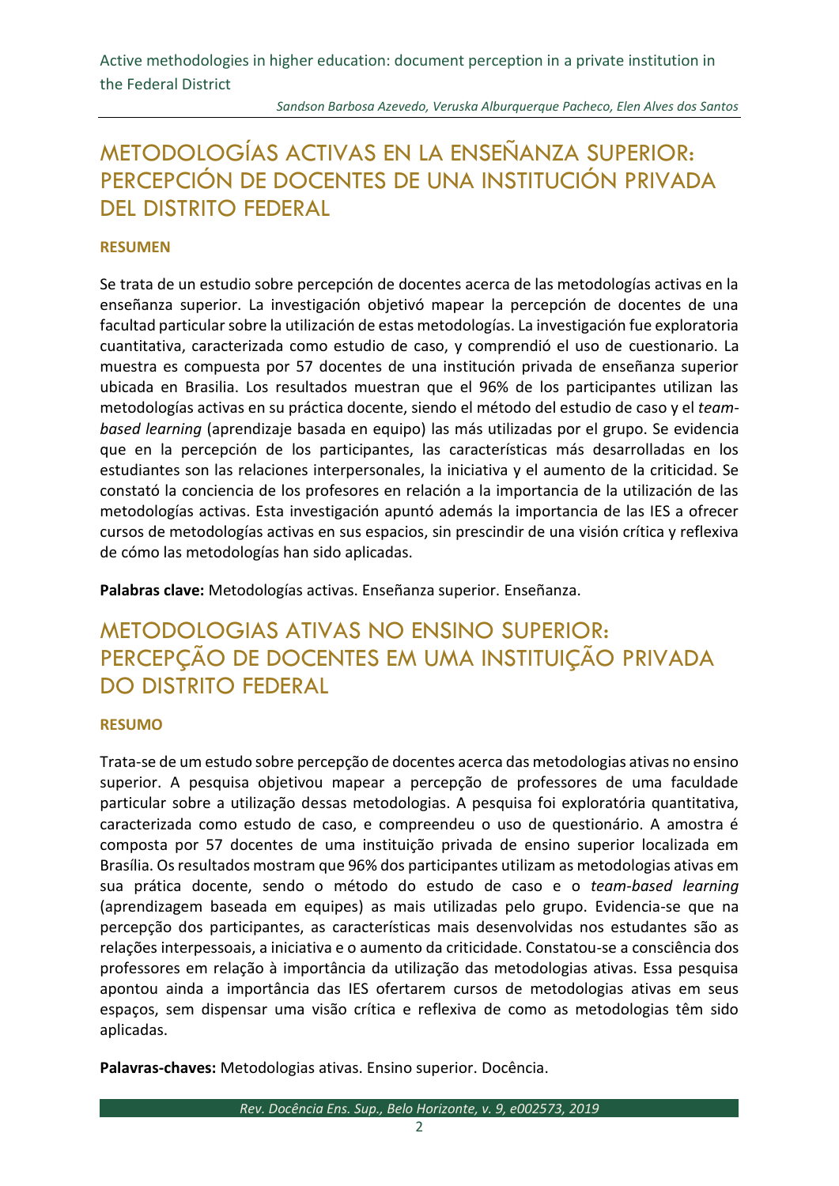# METODOLOGÍAS ACTIVAS EN LA ENSEÑANZA SUPERIOR: PERCEPCIÓN DE DOCENTES DE UNA INSTITUCIÓN PRIVADA DEL DISTRITO FEDERAL

**RESUMEN**

Se trata de un estudio sobre percepción de docentes acerca de las metodologías activas en la enseñanza superior. La investigación objetivó mapear la percepción de docentes de una facultad particular sobre la utilización de estas metodologías. La investigación fue exploratoria cuantitativa, caracterizada como estudio de caso, y comprendió el uso de cuestionario. La muestra es compuesta por 57 docentes de una institución privada de enseñanza superior ubicada en Brasilia. Los resultados muestran que el 96% de los participantes utilizan las metodologías activas en su práctica docente, siendo el método del estudio de caso y el *team-based learning* (aprendizaje basada en equipo) las más utilizadas por el grupo. Se evidencia que en la percepción de los participantes, las características más desarrolladas en los estudiantes son las relaciones interpersonales, la iniciativa y el aumento de la criticidad. Se constató la conciencia de los profesores en relación a la importancia de la utilización de las metodologías activas. Esta investigación apuntó además la importancia de las IES a ofrecer cursos de metodologías activas en sus espacios, sin prescindir de una visión crítica y reflexiva de cómo las metodologías han sido aplicadas.

**Palabras clave:** Metodologías activas. Enseñanza superior. Enseñanza.

# METODOLOGIAS ATIVAS NO ENSINO SUPERIOR: PERCEPÇÃO DE DOCENTES EM UMA INSTITUIÇÃO PRIVADA DO DISTRITO FEDERAL

**RESUMO**

Trata-se de um estudo sobre percepção de docentes acerca das metodologias ativas no ensino superior. A pesquisa objetivou mapear a percepção de professores de uma faculdade particular sobre a utilização dessas metodologias. A pesquisa foi exploratória quantitativa, caracterizada como estudo de caso, e compreendeu o uso de questionário. A amostra é composta por 57 docentes de uma instituição privada de ensino superior localizada em Brasília. Os resultados mostram que 96% dos participantes utilizam as metodologias ativas em sua prática docente, sendo o método do estudo de caso e o *team-based learning* (aprendizagem baseada em equipes) as mais utilizadas pelo grupo. Evidencia-se que na percepção dos participantes, as características mais desenvolvidas nos estudantes são as relações interpessoais, a iniciativa e o aumento da criticidade. Constatou-se a consciência dos professores em relação à importância da utilização das metodologias ativas. Essa pesquisa apontou ainda a importância das IES ofertarem cursos de metodologias ativas em seus espaços, sem dispensar uma visão crítica e reflexiva de como as metodologias têm sido aplicadas.

**Palavras-chaves:** Metodologias ativas. Ensino superior. Docência.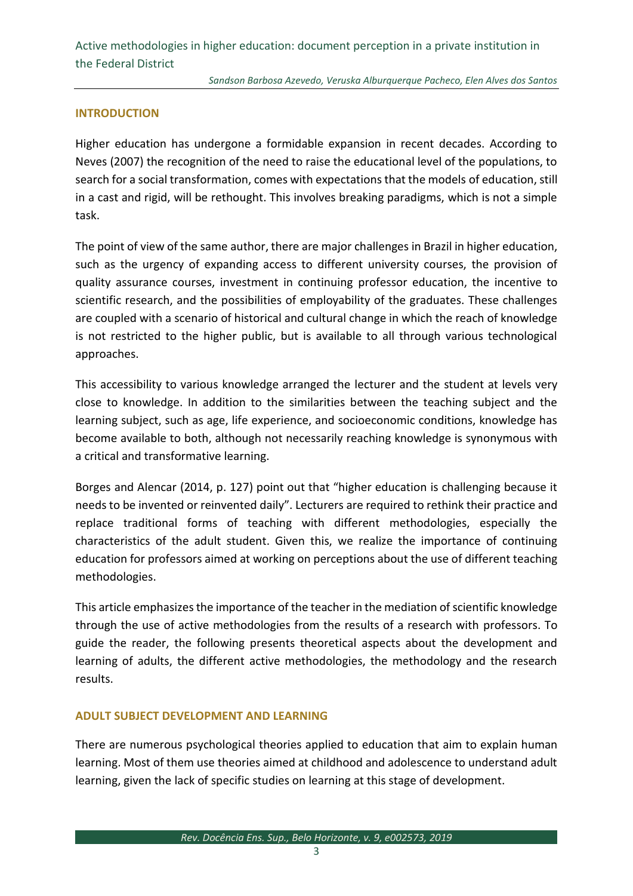## INTRODUCTION

Higher education has undergone a formidable expansion in recent decades. According to Neves (2007) the recognition of the need to raise the educational level of the populations, to search for a social transformation, comes with expectations that the models of education, still in a cast and rigid, will be rethought. This involves breaking paradigms, which is not a simple task.

The point of view of the same author, there are major challenges in Brazil in higher education, such as the urgency of expanding access to different university courses, the provision of quality assurance courses, investment in continuing professor education, the incentive to scientific research, and the possibilities of employability of the graduates. These challenges are coupled with a scenario of historical and cultural change in which the reach of knowledge is not restricted to the higher public, but is available to all through various technological approaches.

This accessibility to various knowledge arranged the lecturer and the student at levels very close to knowledge. In addition to the similarities between the teaching subject and the learning subject, such as age, life experience, and socioeconomic conditions, knowledge has become available to both, although not necessarily reaching knowledge is synonymous with a critical and transformative learning.

Borges and Alencar (2014, p. 127) point out that "higher education is challenging because it needs to be invented or reinvented daily". Lecturers are required to rethink their practice and replace traditional forms of teaching with different methodologies, especially the characteristics of the adult student. Given this, we realize the importance of continuing education for professors aimed at working on perceptions about the use of different teaching methodologies.

This article emphasizes the importance of the teacher in the mediation of scientific knowledge through the use of active methodologies from the results of a research with professors. To guide the reader, the following presents theoretical aspects about the development and learning of adults, the different active methodologies, the methodology and the research results.

## ADULT SUBJECT DEVELOPMENT AND LEARNING

There are numerous psychological theories applied to education that aim to explain human learning. Most of them use theories aimed at childhood and adolescence to understand adult learning, given the lack of specific studies on learning at this stage of development.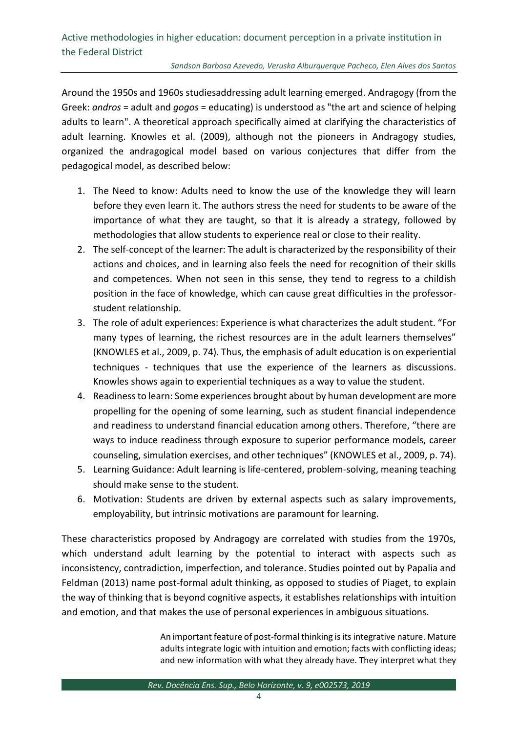Around the 1950s and 1960s studiesaddressing adult learning emerged. Andragogy (from the Greek: *andros* = adult and *gogos* = educating) is understood as "the art and science of helping adults to learn". A theoretical approach specifically aimed at clarifying the characteristics of adult learning. Knowles et al. (2009), although not the pioneers in Andragogy studies, organized the andragogical model based on various conjectures that differ from the pedagogical model, as described below:

1. The Need to know: Adults need to know the use of the knowledge they will learn before they even learn it. The authors stress the need for students to be aware of the importance of what they are taught, so that it is already a strategy, followed by methodologies that allow students to experience real or close to their reality.
2. The self-concept of the learner: The adult is characterized by the responsibility of their actions and choices, and in learning also feels the need for recognition of their skills and competences. When not seen in this sense, they tend to regress to a childish position in the face of knowledge, which can cause great difficulties in the professor-student relationship.
3. The role of adult experiences: Experience is what characterizes the adult student. “For many types of learning, the richest resources are in the adult learners themselves” (KNOWLES et al., 2009, p. 74). Thus, the emphasis of adult education is on experiential techniques - techniques that use the experience of the learners as discussions. Knowles shows again to experiential techniques as a way to value the student.
4. Readiness to learn: Some experiences brought about by human development are more propelling for the opening of some learning, such as student financial independence and readiness to understand financial education among others. Therefore, “there are ways to induce readiness through exposure to superior performance models, career counseling, simulation exercises, and other techniques” (KNOWLES et al., 2009, p. 74).
5. Learning Guidance: Adult learning is life-centered, problem-solving, meaning teaching should make sense to the student.
6. Motivation: Students are driven by external aspects such as salary improvements, employability, but intrinsic motivations are paramount for learning.

These characteristics proposed by Andragogy are correlated with studies from the 1970s, which understand adult learning by the potential to interact with aspects such as inconsistency, contradiction, imperfection, and tolerance. Studies pointed out by Papalia and Feldman (2013) name post-formal adult thinking, as opposed to studies of Piaget, to explain the way of thinking that is beyond cognitive aspects, it establishes relationships with intuition and emotion, and that makes the use of personal experiences in ambiguous situations.

> An important feature of post-formal thinking is its integrative nature. Mature adults integrate logic with intuition and emotion; facts with conflicting ideas; and new information with what they already have. They interpret what they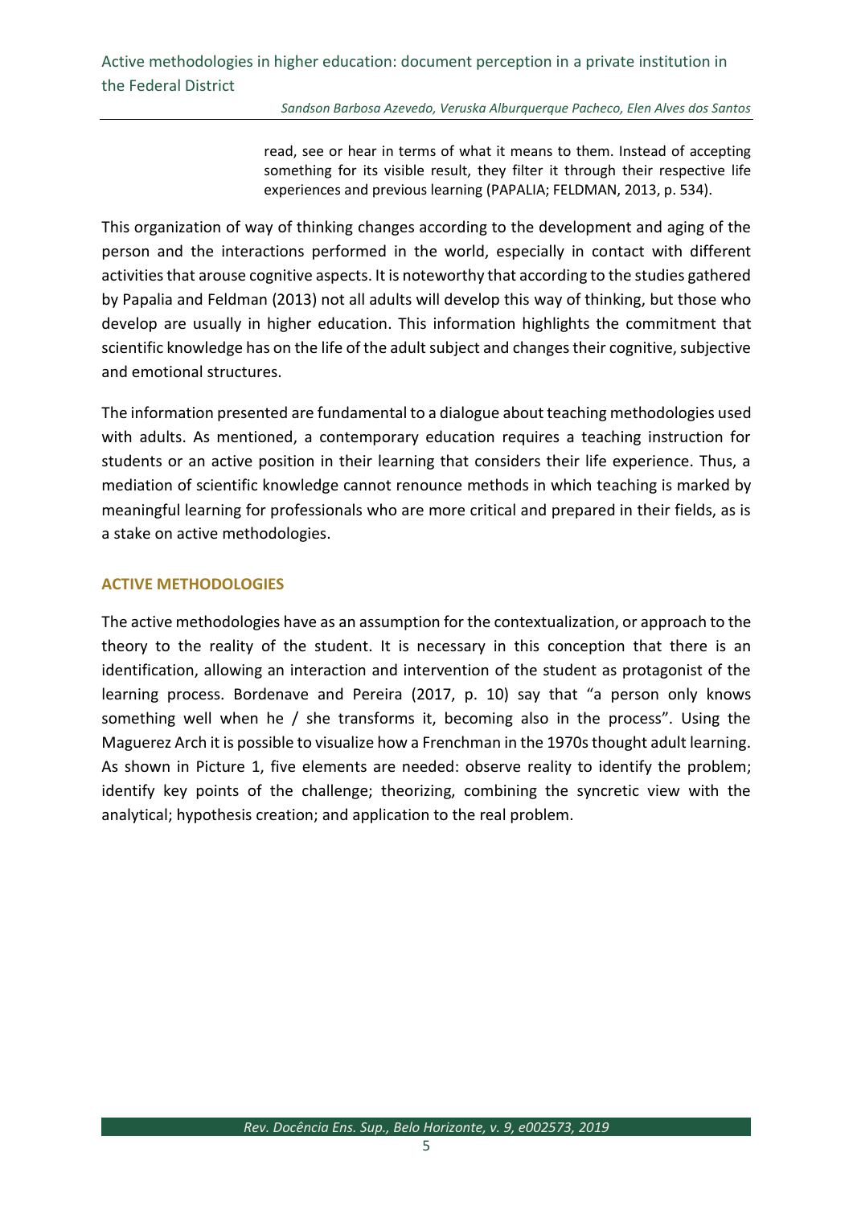> read, see or hear in terms of what it means to them. Instead of accepting something for its visible result, they filter it through their respective life experiences and previous learning (PAPALIA; FELDMAN, 2013, p. 534).

This organization of way of thinking changes according to the development and aging of the person and the interactions performed in the world, especially in contact with different activities that arouse cognitive aspects. It is noteworthy that according to the studies gathered by Papalia and Feldman (2013) not all adults will develop this way of thinking, but those who develop are usually in higher education. This information highlights the commitment that scientific knowledge has on the life of the adult subject and changes their cognitive, subjective and emotional structures.

The information presented are fundamental to a dialogue about teaching methodologies used with adults. As mentioned, a contemporary education requires a teaching instruction for students or an active position in their learning that considers their life experience. Thus, a mediation of scientific knowledge cannot renounce methods in which teaching is marked by meaningful learning for professionals who are more critical and prepared in their fields, as is a stake on active methodologies.

## ACTIVE METHODOLOGIES

The active methodologies have as an assumption for the contextualization, or approach to the theory to the reality of the student. It is necessary in this conception that there is an identification, allowing an interaction and intervention of the student as protagonist of the learning process. Bordenave and Pereira (2017, p. 10) say that "a person only knows something well when he / she transforms it, becoming also in the process". Using the Maguerez Arch it is possible to visualize how a Frenchman in the 1970s thought adult learning. As shown in Picture 1, five elements are needed: observe reality to identify the problem; identify key points of the challenge; theorizing, combining the syncretic view with the analytical; hypothesis creation; and application to the real problem.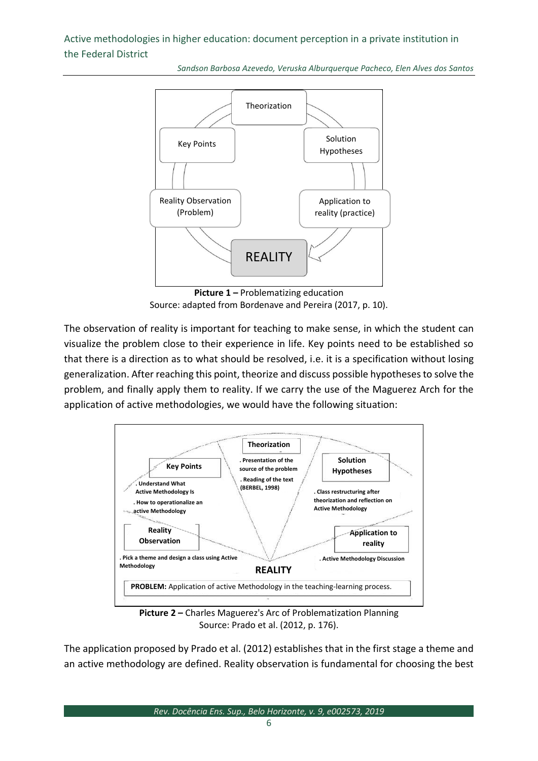**Picture 1 –** Problematizing education
Source: adapted from Bordenave and Pereira (2017, p. 10).

The observation of reality is important for teaching to make sense, in which the student can visualize the problem close to their experience in life. Key points need to be established so that there is a direction as to what should be resolved, i.e. it is a specification without losing generalization. After reaching this point, theorize and discuss possible hypotheses to solve the problem, and finally apply them to reality. If we carry the use of the Maguerez Arch for the application of active methodologies, we would have the following situation:

**Picture 2 –** Charles Maguerez's Arc of Problematization Planning
Source: Prado et al. (2012, p. 176).

The application proposed by Prado et al. (2012) establishes that in the first stage a theme and an active methodology are defined. Reality observation is fundamental for choosing the best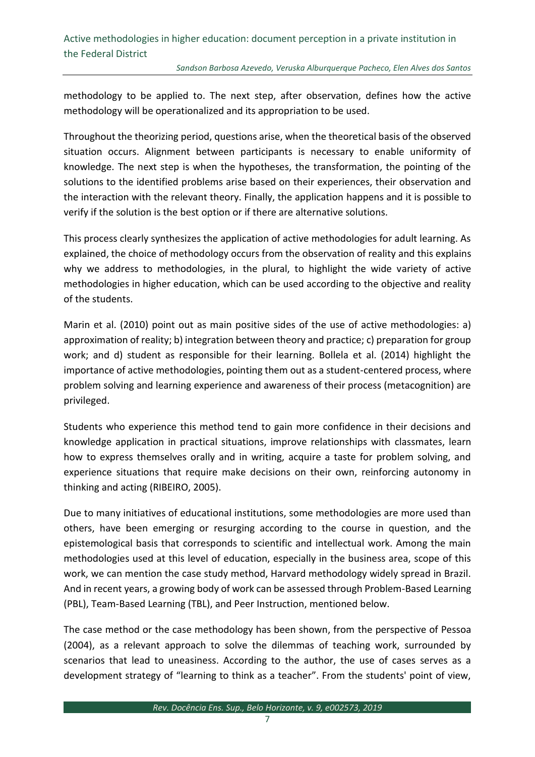methodology to be applied to. The next step, after observation, defines how the active methodology will be operationalized and its appropriation to be used.

Throughout the theorizing period, questions arise, when the theoretical basis of the observed situation occurs. Alignment between participants is necessary to enable uniformity of knowledge. The next step is when the hypotheses, the transformation, the pointing of the solutions to the identified problems arise based on their experiences, their observation and the interaction with the relevant theory. Finally, the application happens and it is possible to verify if the solution is the best option or if there are alternative solutions.

This process clearly synthesizes the application of active methodologies for adult learning. As explained, the choice of methodology occurs from the observation of reality and this explains why we address to methodologies, in the plural, to highlight the wide variety of active methodologies in higher education, which can be used according to the objective and reality of the students.

Marin et al. (2010) point out as main positive sides of the use of active methodologies: a) approximation of reality; b) integration between theory and practice; c) preparation for group work; and d) student as responsible for their learning. Bollela et al. (2014) highlight the importance of active methodologies, pointing them out as a student-centered process, where problem solving and learning experience and awareness of their process (metacognition) are privileged.

Students who experience this method tend to gain more confidence in their decisions and knowledge application in practical situations, improve relationships with classmates, learn how to express themselves orally and in writing, acquire a taste for problem solving, and experience situations that require make decisions on their own, reinforcing autonomy in thinking and acting (RIBEIRO, 2005).

Due to many initiatives of educational institutions, some methodologies are more used than others, have been emerging or resurging according to the course in question, and the epistemological basis that corresponds to scientific and intellectual work. Among the main methodologies used at this level of education, especially in the business area, scope of this work, we can mention the case study method, Harvard methodology widely spread in Brazil. And in recent years, a growing body of work can be assessed through Problem-Based Learning (PBL), Team-Based Learning (TBL), and Peer Instruction, mentioned below.

The case method or the case methodology has been shown, from the perspective of Pessoa (2004), as a relevant approach to solve the dilemmas of teaching work, surrounded by scenarios that lead to uneasiness. According to the author, the use of cases serves as a development strategy of "learning to think as a teacher". From the students' point of view,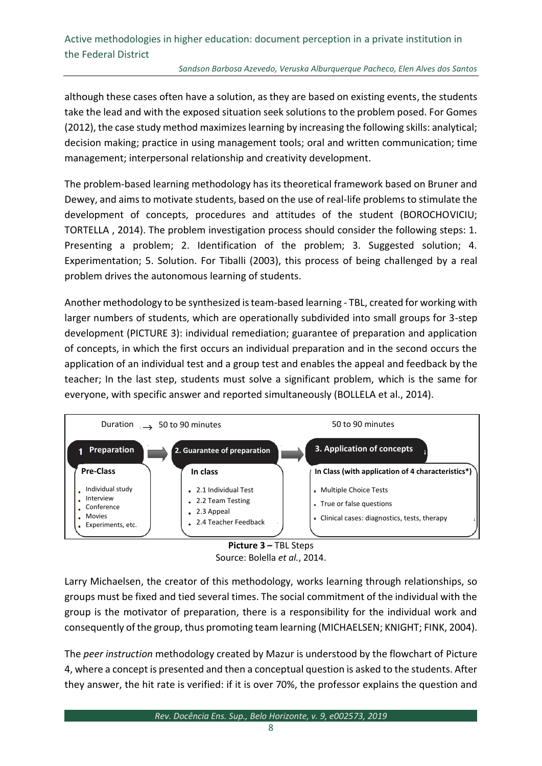although these cases often have a solution, as they are based on existing events, the students take the lead and with the exposed situation seek solutions to the problem posed. For Gomes (2012), the case study method maximizes learning by increasing the following skills: analytical; decision making; practice in using management tools; oral and written communication; time management; interpersonal relationship and creativity development.

The problem-based learning methodology has its theoretical framework based on Bruner and Dewey, and aims to motivate students, based on the use of real-life problems to stimulate the development of concepts, procedures and attitudes of the student (BOROCHOVICIU; TORTELLA , 2014). The problem investigation process should consider the following steps: 1. Presenting a problem; 2. Identification of the problem; 3. Suggested solution; 4. Experimentation; 5. Solution. For Tiballi (2003), this process of being challenged by a real problem drives the autonomous learning of students.

Another methodology to be synthesized is team-based learning - TBL, created for working with larger numbers of students, which are operationally subdivided into small groups for 3-step development (PICTURE 3): individual remediation; guarantee of preparation and application of concepts, in which the first occurs an individual preparation and in the second occurs the application of an individual test and a group test and enables the appeal and feedback by the teacher; In the last step, students must solve a significant problem, which is the same for everyone, with specific answer and reported simultaneously (BOLLELA et al., 2014).

| Duration → | 50 to 90 minutes | 50 to 90 minutes |
|---|---|---|
| **1 Preparation** | **2. Guarantee of preparation** | **3. Application of concepts** |
| **Pre-Class** | **In class** | **In Class (with application of 4 characteristics\*)** |
| • Individual study<br>• Interview<br>• Conference<br>• Movies<br>• Experiments, etc. | • 2.1 Individual Test<br>• 2.2 Team Testing<br>• 2.3 Appeal<br>• 2.4 Teacher Feedback | • Multiple Choice Tests<br>• True or false questions<br>• Clinical cases: diagnostics, tests, therapy |

**Picture 3 –** TBL Steps
Source: Bolella *et al.*, 2014.

Larry Michaelsen, the creator of this methodology, works learning through relationships, so groups must be fixed and tied several times. The social commitment of the individual with the group is the motivator of preparation, there is a responsibility for the individual work and consequently of the group, thus promoting team learning (MICHAELSEN; KNIGHT; FINK, 2004).

The *peer instruction* methodology created by Mazur is understood by the flowchart of Picture 4, where a concept is presented and then a conceptual question is asked to the students. After they answer, the hit rate is verified: if it is over 70%, the professor explains the question and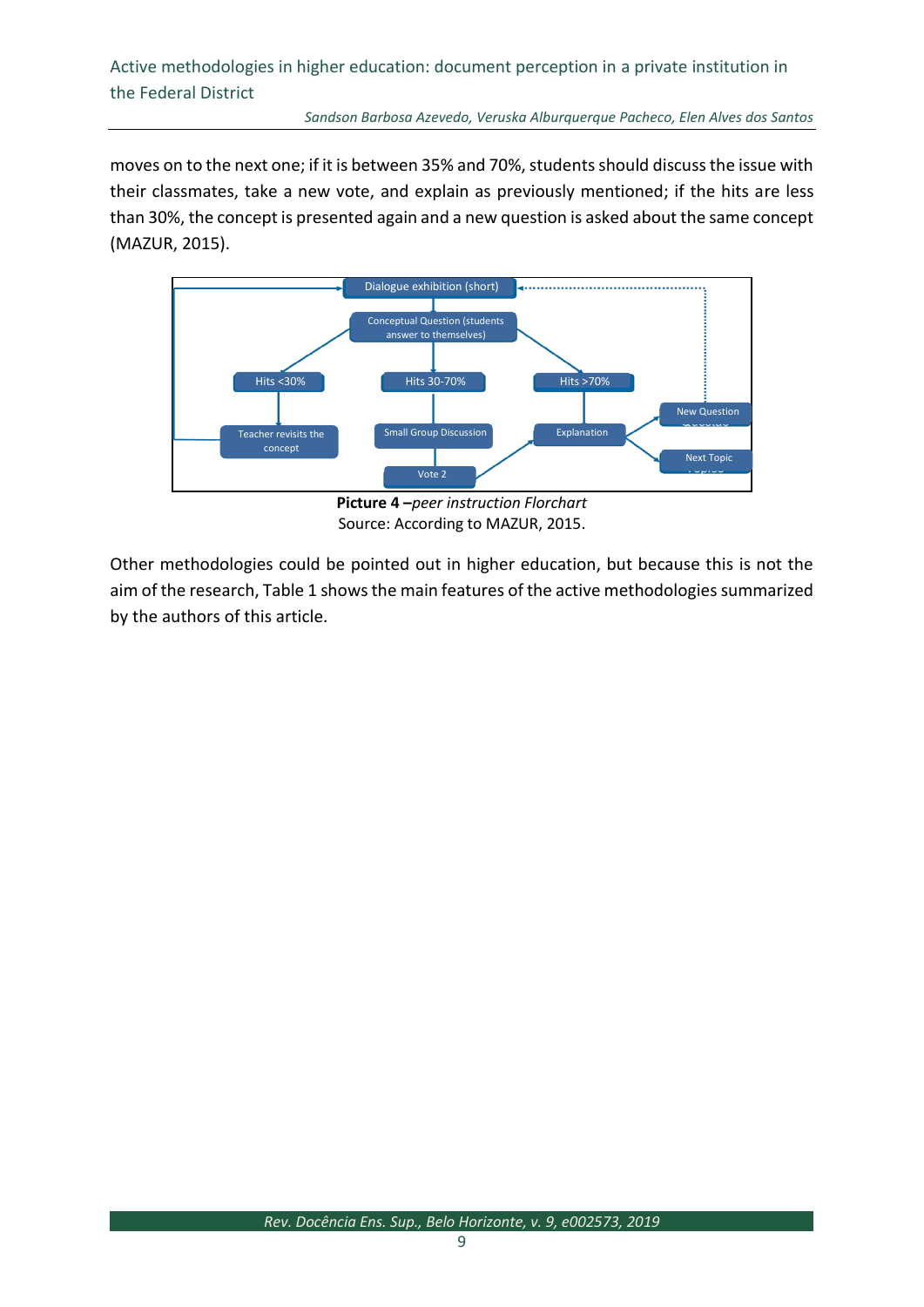moves on to the next one; if it is between 35% and 70%, students should discuss the issue with their classmates, take a new vote, and explain as previously mentioned; if the hits are less than 30%, the concept is presented again and a new question is asked about the same concept (MAZUR, 2015).

**Picture 4 –** *peer instruction Florchart*
Source: According to MAZUR, 2015.

Other methodologies could be pointed out in higher education, but because this is not the aim of the research, Table 1 shows the main features of the active methodologies summarized by the authors of this article.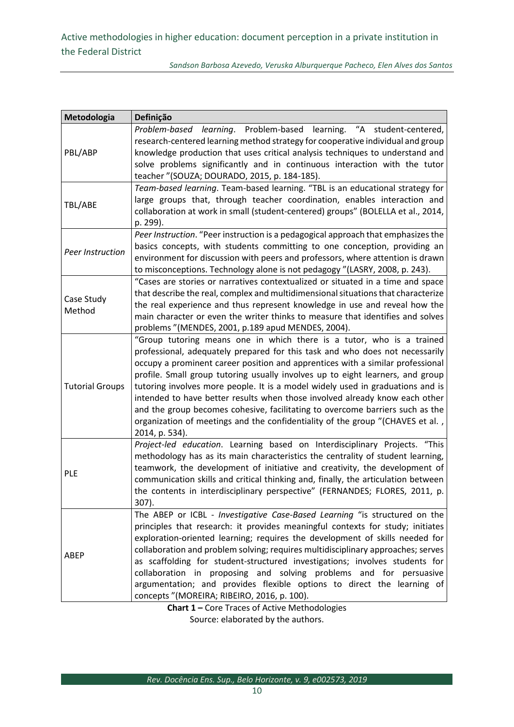| Metodologia | Definição |
|---|---|
| PBL/ABP | *Problem-based learning*. Problem-based learning. "A student-centered, research-centered learning method strategy for cooperative individual and group knowledge production that uses critical analysis techniques to understand and solve problems significantly and in continuous interaction with the tutor teacher "(SOUZA; DOURADO, 2015, p. 184-185). |
| TBL/ABE | *Team-based learning*. Team-based learning. "TBL is an educational strategy for large groups that, through teacher coordination, enables interaction and collaboration at work in small (student-centered) groups" (BOLELLA et al., 2014, p. 299). |
| *Peer Instruction* | *Peer Instruction*. "Peer instruction is a pedagogical approach that emphasizes the basics concepts, with students committing to one conception, providing an environment for discussion with peers and professors, where attention is drawn to misconceptions. Technology alone is not pedagogy "(LASRY, 2008, p. 243). |
| Case Study Method | "Cases are stories or narratives contextualized or situated in a time and space that describe the real, complex and multidimensional situations that characterize the real experience and thus represent knowledge in use and reveal how the main character or even the writer thinks to measure that identifies and solves problems "(MENDES, 2001, p.189 apud MENDES, 2004). |
| Tutorial Groups | "Group tutoring means one in which there is a tutor, who is a trained professional, adequately prepared for this task and who does not necessarily occupy a prominent career position and apprentices with a similar professional profile. Small group tutoring usually involves up to eight learners, and group tutoring involves more people. It is a model widely used in graduations and is intended to have better results when those involved already know each other and the group becomes cohesive, facilitating to overcome barriers such as the organization of meetings and the confidentiality of the group "(CHAVES et al. , 2014, p. 534). |
| PLE | *Project-led education*. Learning based on Interdisciplinary Projects. "This methodology has as its main characteristics the centrality of student learning, teamwork, the development of initiative and creativity, the development of communication skills and critical thinking and, finally, the articulation between the contents in interdisciplinary perspective" (FERNANDES; FLORES, 2011, p. 307). |
| ABEP | The ABEP or ICBL - *Investigative Case-Based Learning* "is structured on the principles that research: it provides meaningful contexts for study; initiates exploration-oriented learning; requires the development of skills needed for collaboration and problem solving; requires multidisciplinary approaches; serves as scaffolding for student-structured investigations; involves students for collaboration in proposing and solving problems and for persuasive argumentation; and provides flexible options to direct the learning of concepts "(MOREIRA; RIBEIRO, 2016, p. 100). |

**Chart 1 –** Core Traces of Active Methodologies
Source: elaborated by the authors.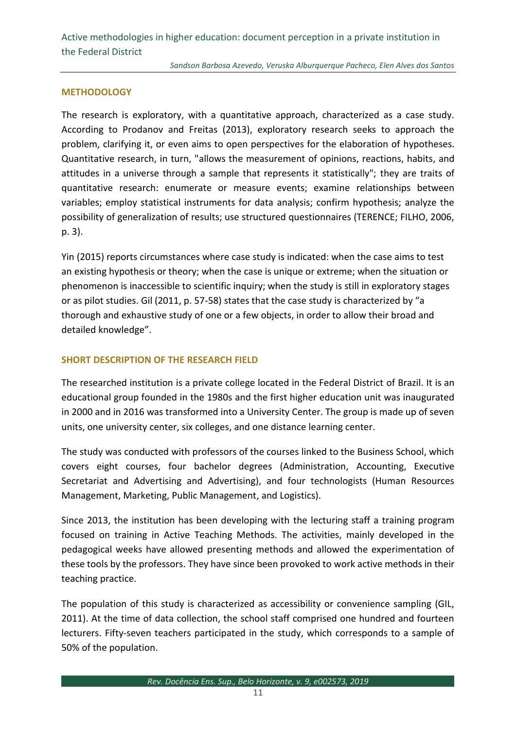## METHODOLOGY

The research is exploratory, with a quantitative approach, characterized as a case study. According to Prodanov and Freitas (2013), exploratory research seeks to approach the problem, clarifying it, or even aims to open perspectives for the elaboration of hypotheses. Quantitative research, in turn, "allows the measurement of opinions, reactions, habits, and attitudes in a universe through a sample that represents it statistically"; they are traits of quantitative research: enumerate or measure events; examine relationships between variables; employ statistical instruments for data analysis; confirm hypothesis; analyze the possibility of generalization of results; use structured questionnaires (TERENCE; FILHO, 2006, p. 3).

Yin (2015) reports circumstances where case study is indicated: when the case aims to test an existing hypothesis or theory; when the case is unique or extreme; when the situation or phenomenon is inaccessible to scientific inquiry; when the study is still in exploratory stages or as pilot studies. Gil (2011, p. 57-58) states that the case study is characterized by "a thorough and exhaustive study of one or a few objects, in order to allow their broad and detailed knowledge".

## SHORT DESCRIPTION OF THE RESEARCH FIELD

The researched institution is a private college located in the Federal District of Brazil. It is an educational group founded in the 1980s and the first higher education unit was inaugurated in 2000 and in 2016 was transformed into a University Center. The group is made up of seven units, one university center, six colleges, and one distance learning center.

The study was conducted with professors of the courses linked to the Business School, which covers eight courses, four bachelor degrees (Administration, Accounting, Executive Secretariat and Advertising and Advertising), and four technologists (Human Resources Management, Marketing, Public Management, and Logistics).

Since 2013, the institution has been developing with the lecturing staff a training program focused on training in Active Teaching Methods. The activities, mainly developed in the pedagogical weeks have allowed presenting methods and allowed the experimentation of these tools by the professors. They have since been provoked to work active methods in their teaching practice.

The population of this study is characterized as accessibility or convenience sampling (GIL, 2011). At the time of data collection, the school staff comprised one hundred and fourteen lecturers. Fifty-seven teachers participated in the study, which corresponds to a sample of 50% of the population.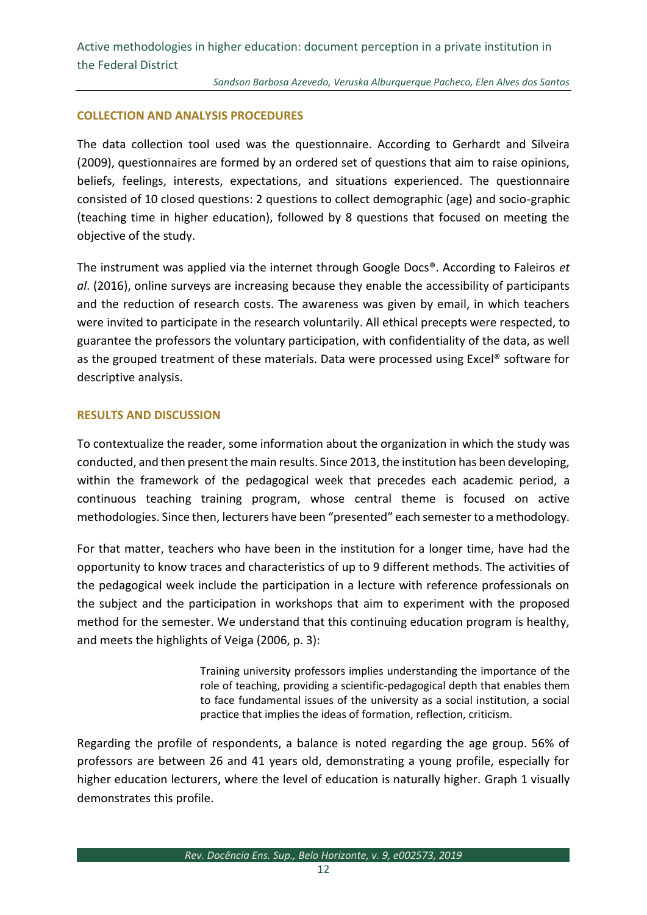## COLLECTION AND ANALYSIS PROCEDURES

The data collection tool used was the questionnaire. According to Gerhardt and Silveira (2009), questionnaires are formed by an ordered set of questions that aim to raise opinions, beliefs, feelings, interests, expectations, and situations experienced. The questionnaire consisted of 10 closed questions: 2 questions to collect demographic (age) and socio-graphic (teaching time in higher education), followed by 8 questions that focused on meeting the objective of the study.

The instrument was applied via the internet through Google Docs®. According to Faleiros *et al*. (2016), online surveys are increasing because they enable the accessibility of participants and the reduction of research costs. The awareness was given by email, in which teachers were invited to participate in the research voluntarily. All ethical precepts were respected, to guarantee the professors the voluntary participation, with confidentiality of the data, as well as the grouped treatment of these materials. Data were processed using Excel® software for descriptive analysis.

## RESULTS AND DISCUSSION

To contextualize the reader, some information about the organization in which the study was conducted, and then present the main results. Since 2013, the institution has been developing, within the framework of the pedagogical week that precedes each academic period, a continuous teaching training program, whose central theme is focused on active methodologies. Since then, lecturers have been "presented" each semester to a methodology.

For that matter, teachers who have been in the institution for a longer time, have had the opportunity to know traces and characteristics of up to 9 different methods. The activities of the pedagogical week include the participation in a lecture with reference professionals on the subject and the participation in workshops that aim to experiment with the proposed method for the semester. We understand that this continuing education program is healthy, and meets the highlights of Veiga (2006, p. 3):

> Training university professors implies understanding the importance of the role of teaching, providing a scientific-pedagogical depth that enables them to face fundamental issues of the university as a social institution, a social practice that implies the ideas of formation, reflection, criticism.

Regarding the profile of respondents, a balance is noted regarding the age group. 56% of professors are between 26 and 41 years old, demonstrating a young profile, especially for higher education lecturers, where the level of education is naturally higher. Graph 1 visually demonstrates this profile.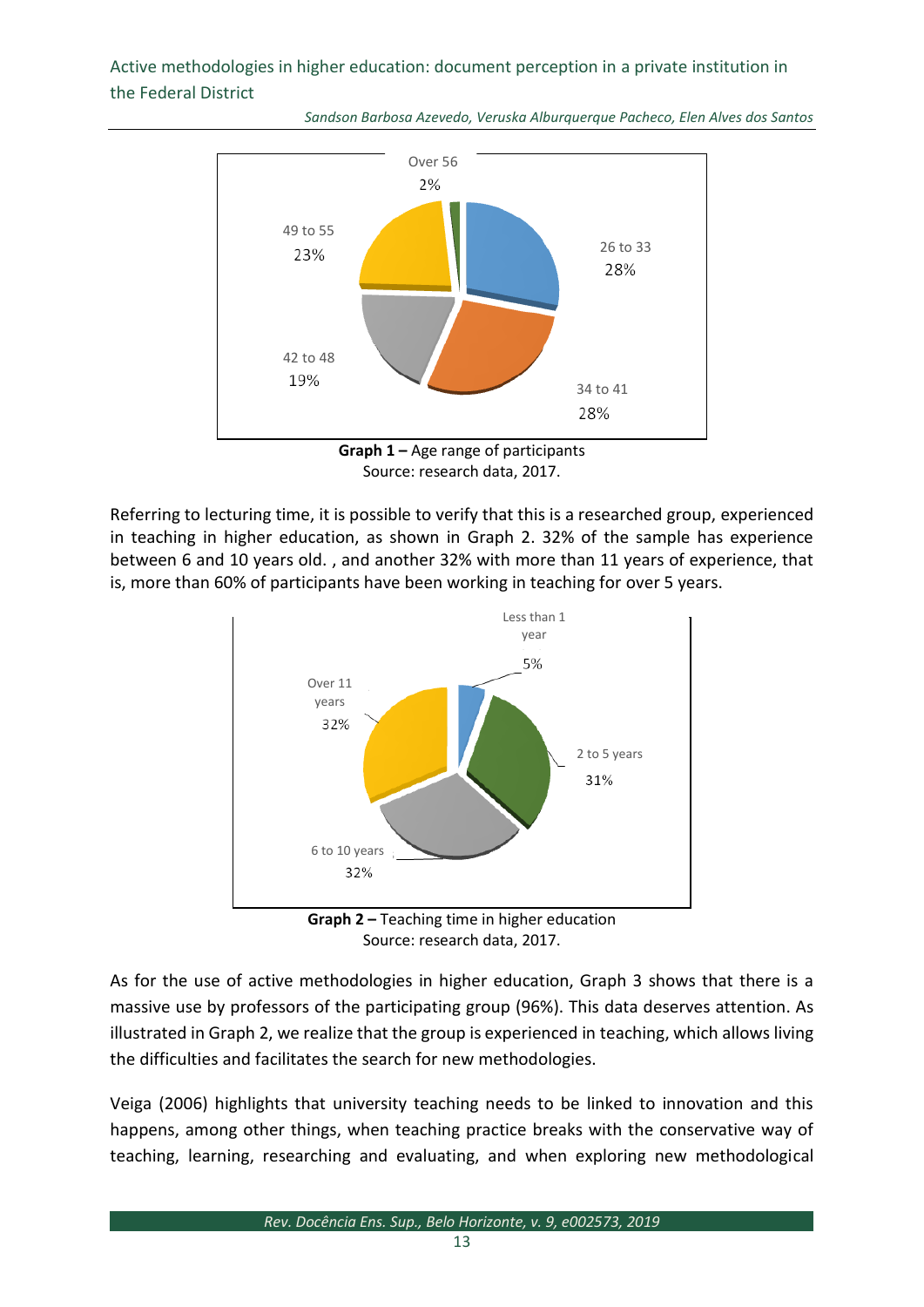Graph 1 – Age range of participants
Source: research data, 2017.

Referring to lecturing time, it is possible to verify that this is a researched group, experienced in teaching in higher education, as shown in Graph 2. 32% of the sample has experience between 6 and 10 years old. , and another 32% with more than 11 years of experience, that is, more than 60% of participants have been working in teaching for over 5 years.

Graph 2 – Teaching time in higher education
Source: research data, 2017.

As for the use of active methodologies in higher education, Graph 3 shows that there is a massive use by professors of the participating group (96%). This data deserves attention. As illustrated in Graph 2, we realize that the group is experienced in teaching, which allows living the difficulties and facilitates the search for new methodologies.

Veiga (2006) highlights that university teaching needs to be linked to innovation and this happens, among other things, when teaching practice breaks with the conservative way of teaching, learning, researching and evaluating, and when exploring new methodological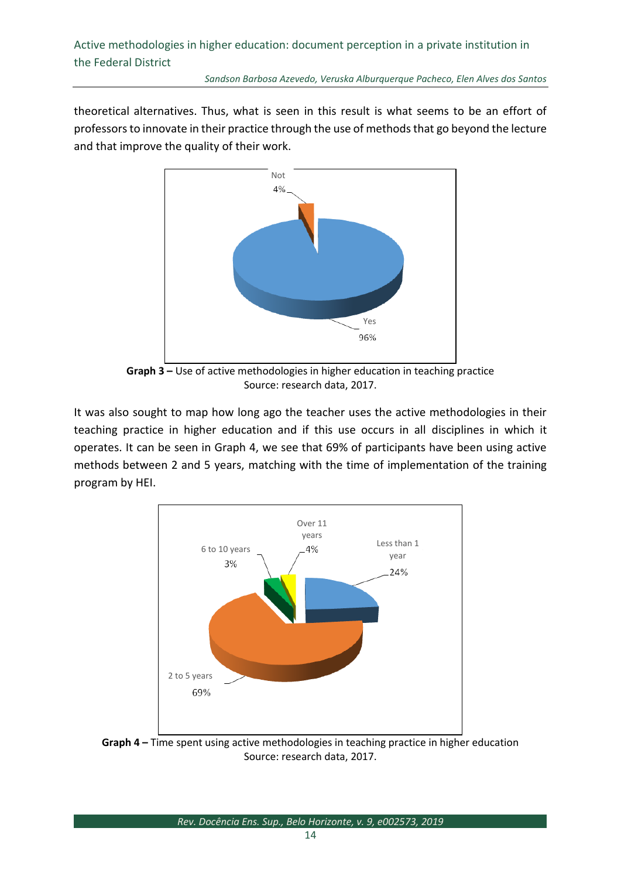theoretical alternatives. Thus, what is seen in this result is what seems to be an effort of professors to innovate in their practice through the use of methods that go beyond the lecture and that improve the quality of their work.

**Graph 3 –** Use of active methodologies in higher education in teaching practice
Source: research data, 2017.

It was also sought to map how long ago the teacher uses the active methodologies in their teaching practice in higher education and if this use occurs in all disciplines in which it operates. It can be seen in Graph 4, we see that 69% of participants have been using active methods between 2 and 5 years, matching with the time of implementation of the training program by HEI.

**Graph 4 –** Time spent using active methodologies in teaching practice in higher education
Source: research data, 2017.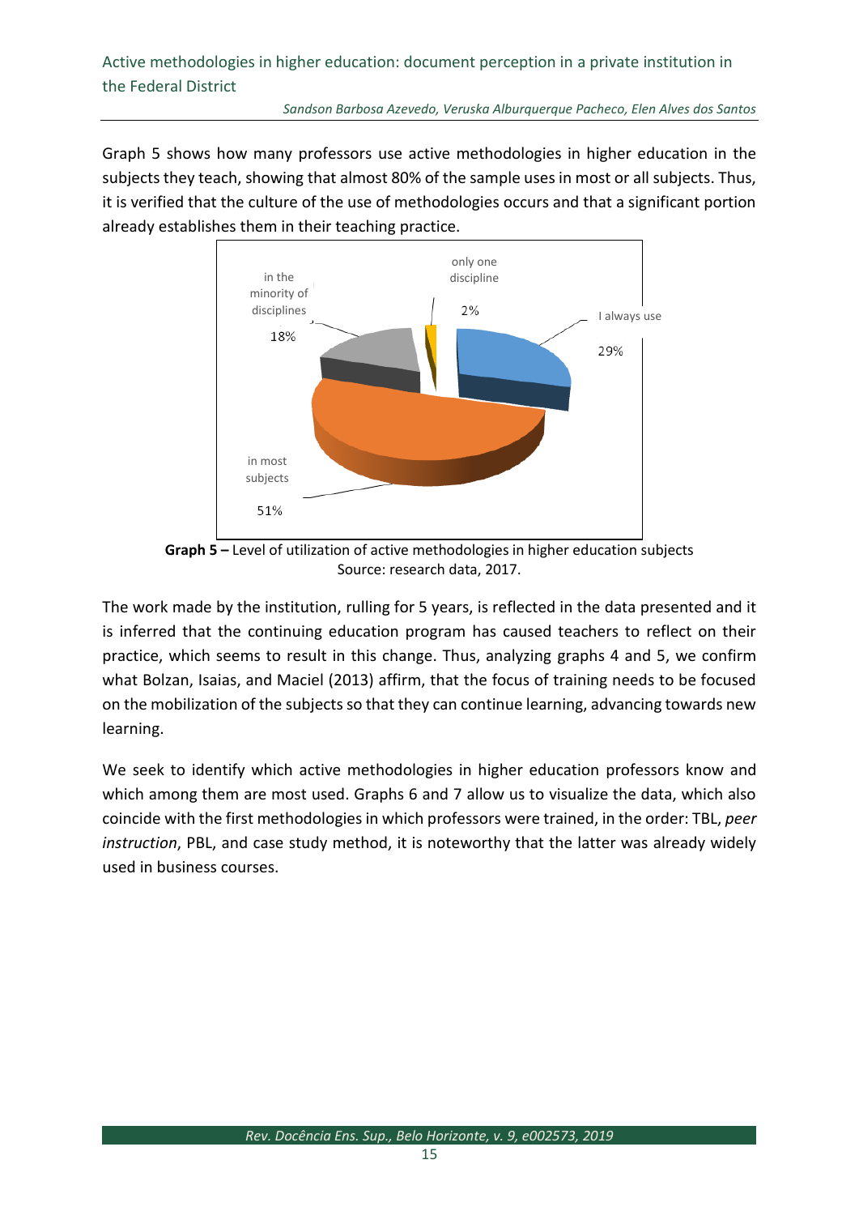Graph 5 shows how many professors use active methodologies in higher education in the subjects they teach, showing that almost 80% of the sample uses in most or all subjects. Thus, it is verified that the culture of the use of methodologies occurs and that a significant portion already establishes them in their teaching practice.

**Graph 5 –** Level of utilization of active methodologies in higher education subjects
Source: research data, 2017.

The work made by the institution, rulling for 5 years, is reflected in the data presented and it is inferred that the continuing education program has caused teachers to reflect on their practice, which seems to result in this change. Thus, analyzing graphs 4 and 5, we confirm what Bolzan, Isaias, and Maciel (2013) affirm, that the focus of training needs to be focused on the mobilization of the subjects so that they can continue learning, advancing towards new learning.

We seek to identify which active methodologies in higher education professors know and which among them are most used. Graphs 6 and 7 allow us to visualize the data, which also coincide with the first methodologies in which professors were trained, in the order: TBL, *peer instruction*, PBL, and case study method, it is noteworthy that the latter was already widely used in business courses.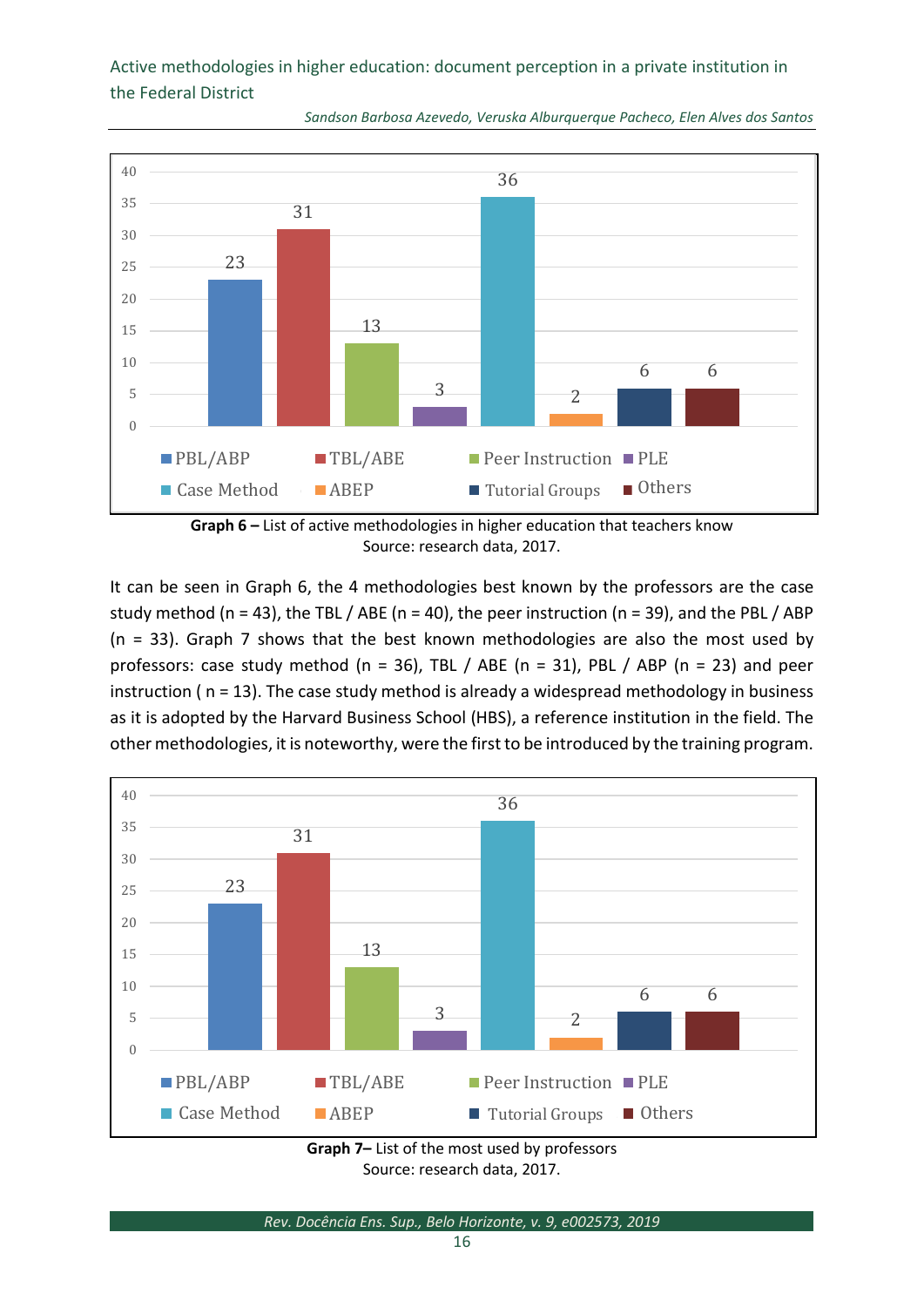| | PBL/ABP | TBL/ABE | Peer Instruction | PLE | Case Method | ABEP | Tutorial Groups | Others |
|---|---|---|---|---|---|---|---|---|
| Count | 23 | 31 | 13 | 3 | 36 | 2 | 6 | 6 |

**Graph 6 –** List of active methodologies in higher education that teachers know
Source: research data, 2017.

It can be seen in Graph 6, the 4 methodologies best known by the professors are the case study method (n = 43), the TBL / ABE (n = 40), the peer instruction (n = 39), and the PBL / ABP (n = 33). Graph 7 shows that the best known methodologies are also the most used by professors: case study method (n = 36), TBL / ABE (n = 31), PBL / ABP (n = 23) and peer instruction ( n = 13). The case study method is already a widespread methodology in business as it is adopted by the Harvard Business School (HBS), a reference institution in the field. The other methodologies, it is noteworthy, were the first to be introduced by the training program.

| | PBL/ABP | TBL/ABE | Peer Instruction | PLE | Case Method | ABEP | Tutorial Groups | Others |
|---|---|---|---|---|---|---|---|---|
| Count | 23 | 31 | 13 | 3 | 36 | 2 | 6 | 6 |

**Graph 7–** List of the most used by professors
Source: research data, 2017.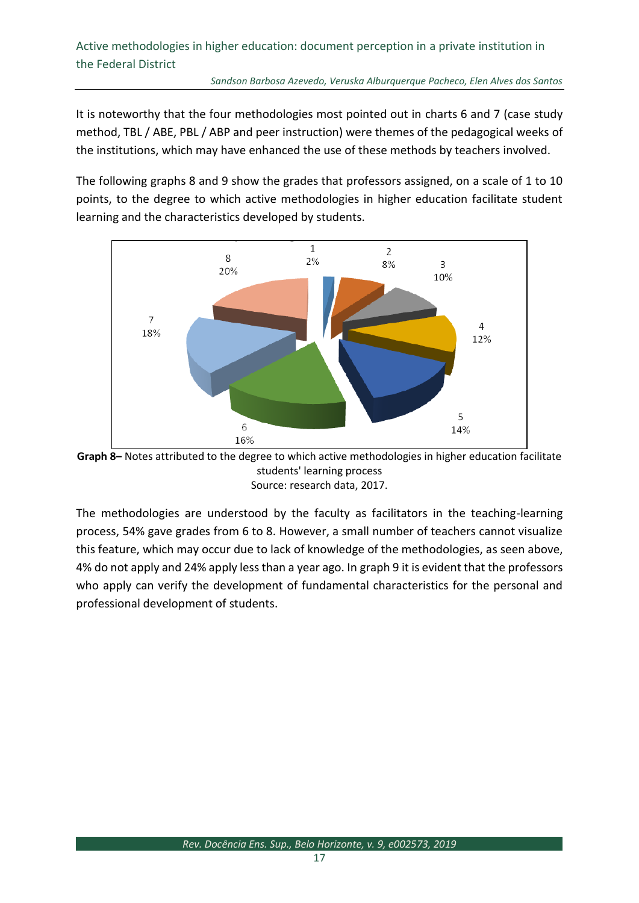It is noteworthy that the four methodologies most pointed out in charts 6 and 7 (case study method, TBL / ABE, PBL / ABP and peer instruction) were themes of the pedagogical weeks of the institutions, which may have enhanced the use of these methods by teachers involved.

The following graphs 8 and 9 show the grades that professors assigned, on a scale of 1 to 10 points, to the degree to which active methodologies in higher education facilitate student learning and the characteristics developed by students.

**Graph 8–** Notes attributed to the degree to which active methodologies in higher education facilitate students' learning process
Source: research data, 2017.

The methodologies are understood by the faculty as facilitators in the teaching-learning process, 54% gave grades from 6 to 8. However, a small number of teachers cannot visualize this feature, which may occur due to lack of knowledge of the methodologies, as seen above, 4% do not apply and 24% apply less than a year ago. In graph 9 it is evident that the professors who apply can verify the development of fundamental characteristics for the personal and professional development of students.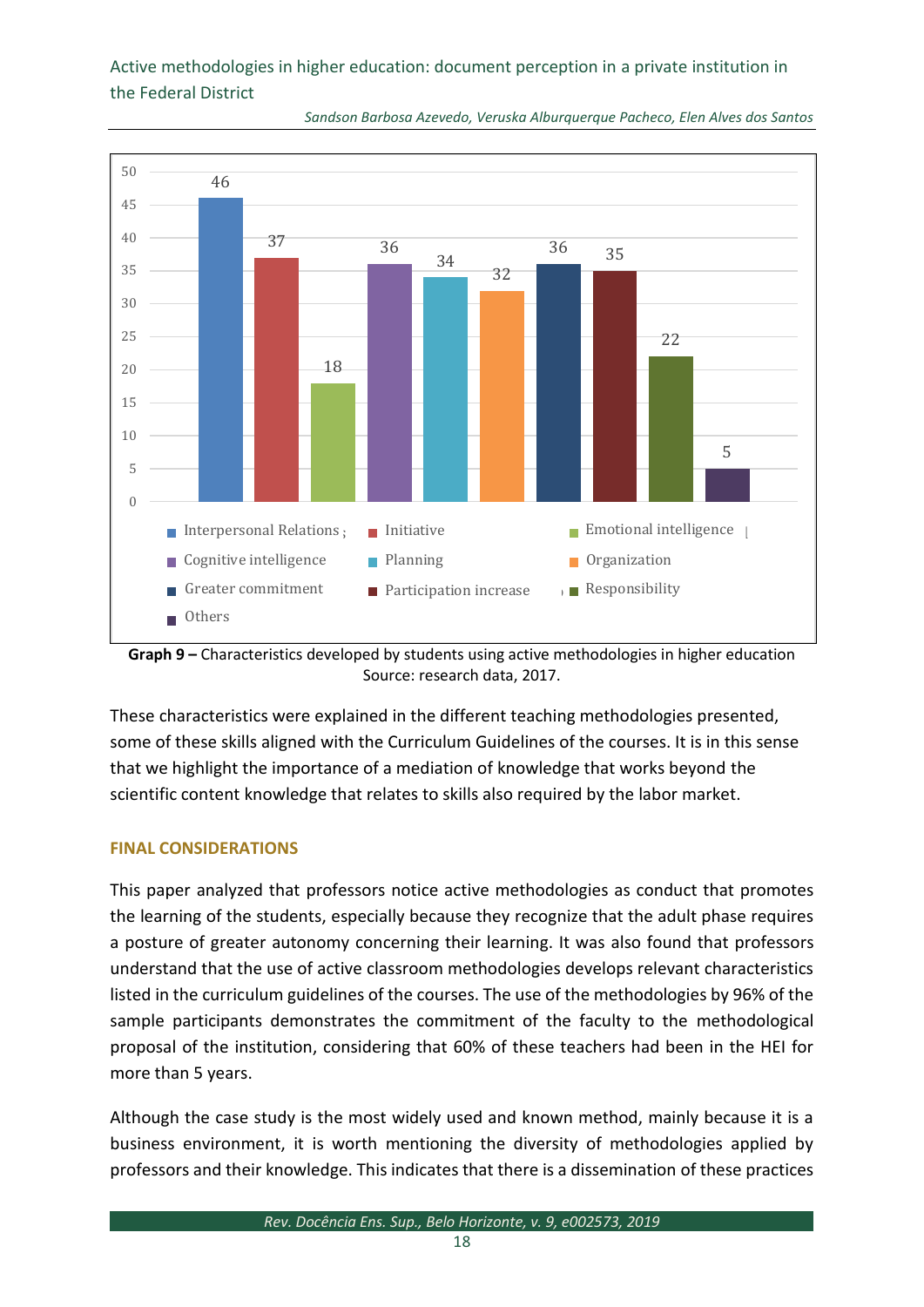| Characteristic | Value |
|---|---|
| Interpersonal Relations | 46 |
| Initiative | 37 |
| Emotional intelligence | 18 |
| Cognitive intelligence | 36 |
| Planning | 34 |
| Organization | 32 |
| Greater commitment | 36 |
| Participation increase | 35 |
| Responsibility | 22 |
| Others | 5 |

**Graph 9 –** Characteristics developed by students using active methodologies in higher education
Source: research data, 2017.

These characteristics were explained in the different teaching methodologies presented, some of these skills aligned with the Curriculum Guidelines of the courses. It is in this sense that we highlight the importance of a mediation of knowledge that works beyond the scientific content knowledge that relates to skills also required by the labor market.

## FINAL CONSIDERATIONS

This paper analyzed that professors notice active methodologies as conduct that promotes the learning of the students, especially because they recognize that the adult phase requires a posture of greater autonomy concerning their learning. It was also found that professors understand that the use of active classroom methodologies develops relevant characteristics listed in the curriculum guidelines of the courses. The use of the methodologies by 96% of the sample participants demonstrates the commitment of the faculty to the methodological proposal of the institution, considering that 60% of these teachers had been in the HEI for more than 5 years.

Although the case study is the most widely used and known method, mainly because it is a business environment, it is worth mentioning the diversity of methodologies applied by professors and their knowledge. This indicates that there is a dissemination of these practices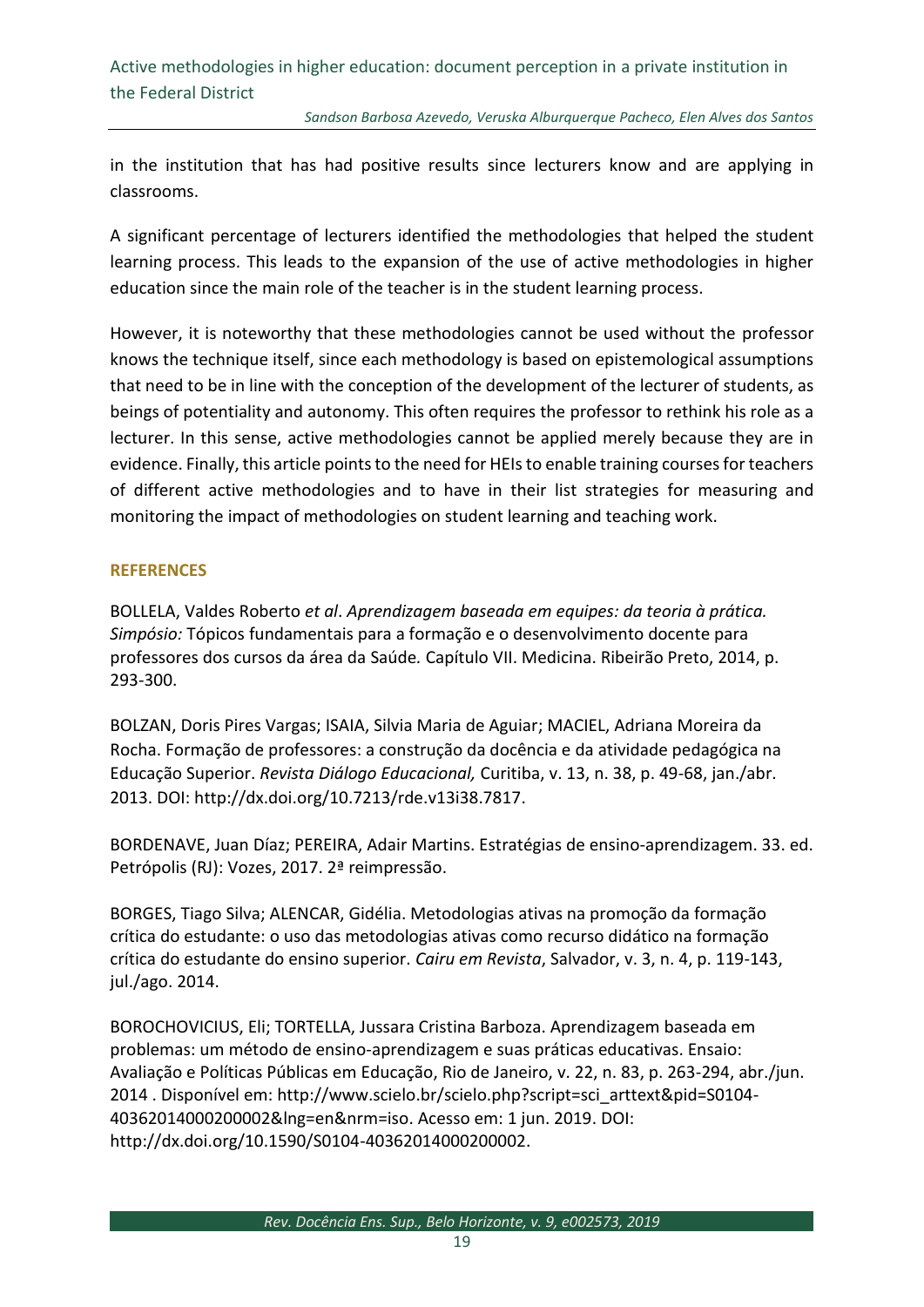in the institution that has had positive results since lecturers know and are applying in classrooms.

A significant percentage of lecturers identified the methodologies that helped the student learning process. This leads to the expansion of the use of active methodologies in higher education since the main role of the teacher is in the student learning process.

However, it is noteworthy that these methodologies cannot be used without the professor knows the technique itself, since each methodology is based on epistemological assumptions that need to be in line with the conception of the development of the lecturer of students, as beings of potentiality and autonomy. This often requires the professor to rethink his role as a lecturer. In this sense, active methodologies cannot be applied merely because they are in evidence. Finally, this article points to the need for HEIs to enable training courses for teachers of different active methodologies and to have in their list strategies for measuring and monitoring the impact of methodologies on student learning and teaching work.

## REFERENCES

BOLLELA, Valdes Roberto *et al*. *Aprendizagem baseada em equipes: da teoria à prática. Simpósio:* Tópicos fundamentais para a formação e o desenvolvimento docente para professores dos cursos da área da Saúde*.* Capítulo VII. Medicina. Ribeirão Preto, 2014, p. 293-300.

BOLZAN, Doris Pires Vargas; ISAIA, Silvia Maria de Aguiar; MACIEL, Adriana Moreira da Rocha. Formação de professores: a construção da docência e da atividade pedagógica na Educação Superior. *Revista Diálogo Educacional,* Curitiba, v. 13, n. 38, p. 49-68, jan./abr. 2013. DOI: http://dx.doi.org/10.7213/rde.v13i38.7817.

BORDENAVE, Juan Díaz; PEREIRA, Adair Martins. Estratégias de ensino-aprendizagem. 33. ed. Petrópolis (RJ): Vozes, 2017. 2ª reimpressão.

BORGES, Tiago Silva; ALENCAR, Gidélia. Metodologias ativas na promoção da formação crítica do estudante: o uso das metodologias ativas como recurso didático na formação crítica do estudante do ensino superior. *Cairu em Revista*, Salvador, v. 3, n. 4, p. 119-143, jul./ago. 2014.

BOROCHOVICIUS, Eli; TORTELLA, Jussara Cristina Barboza. Aprendizagem baseada em problemas: um método de ensino-aprendizagem e suas práticas educativas. Ensaio: Avaliação e Políticas Públicas em Educação, Rio de Janeiro, v. 22, n. 83, p. 263-294, abr./jun. 2014 . Disponível em: http://www.scielo.br/scielo.php?script=sci_arttext&pid=S0104-40362014000200002&lng=en&nrm=iso. Acesso em: 1 jun. 2019. DOI: http://dx.doi.org/10.1590/S0104-40362014000200002.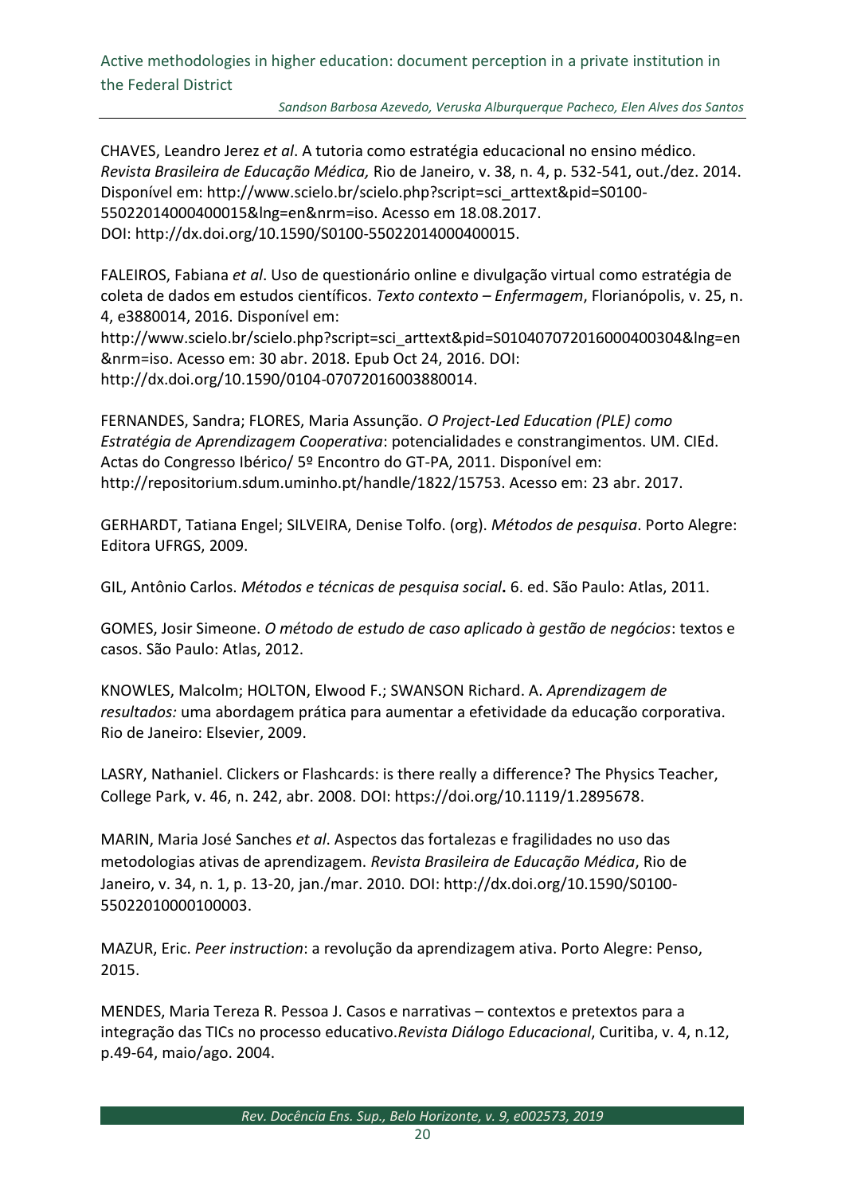CHAVES, Leandro Jerez *et al*. A tutoria como estratégia educacional no ensino médico. *Revista Brasileira de Educação Médica,* Rio de Janeiro, v. 38, n. 4, p. 532-541, out./dez. 2014. Disponível em: http://www.scielo.br/scielo.php?script=sci_arttext&pid=S0100-55022014000400015&lng=en&nrm=iso. Acesso em 18.08.2017. DOI: http://dx.doi.org/10.1590/S0100-55022014000400015.

FALEIROS, Fabiana *et al*. Uso de questionário online e divulgação virtual como estratégia de coleta de dados em estudos científicos. *Texto contexto – Enfermagem*, Florianópolis, v. 25, n. 4, e3880014, 2016. Disponível em: http://www.scielo.br/scielo.php?script=sci_arttext&pid=S010407072016000400304&lng=en &nrm=iso. Acesso em: 30 abr. 2018. Epub Oct 24, 2016. DOI: http://dx.doi.org/10.1590/0104-07072016003880014.

FERNANDES, Sandra; FLORES, Maria Assunção. *O Project-Led Education (PLE) como Estratégia de Aprendizagem Cooperativa*: potencialidades e constrangimentos. UM. CIEd. Actas do Congresso Ibérico/ 5º Encontro do GT-PA, 2011. Disponível em: http://repositorium.sdum.uminho.pt/handle/1822/15753. Acesso em: 23 abr. 2017.

GERHARDT, Tatiana Engel; SILVEIRA, Denise Tolfo. (org). *Métodos de pesquisa*. Porto Alegre: Editora UFRGS, 2009.

GIL, Antônio Carlos. *Métodos e técnicas de pesquisa social***.** 6. ed. São Paulo: Atlas, 2011.

GOMES, Josir Simeone. *O método de estudo de caso aplicado à gestão de negócios*: textos e casos. São Paulo: Atlas, 2012.

KNOWLES, Malcolm; HOLTON, Elwood F.; SWANSON Richard. A. *Aprendizagem de resultados:* uma abordagem prática para aumentar a efetividade da educação corporativa. Rio de Janeiro: Elsevier, 2009.

LASRY, Nathaniel. Clickers or Flashcards: is there really a difference? The Physics Teacher, College Park, v. 46, n. 242, abr. 2008. DOI: https://doi.org/10.1119/1.2895678.

MARIN, Maria José Sanches *et al*. Aspectos das fortalezas e fragilidades no uso das metodologias ativas de aprendizagem. *Revista Brasileira de Educação Médica*, Rio de Janeiro, v. 34, n. 1, p. 13-20, jan./mar. 2010. DOI: http://dx.doi.org/10.1590/S0100-55022010000100003.

MAZUR, Eric. *Peer instruction*: a revolução da aprendizagem ativa. Porto Alegre: Penso, 2015.

MENDES, Maria Tereza R. Pessoa J. Casos e narrativas – contextos e pretextos para a integração das TICs no processo educativo.*Revista Diálogo Educacional*, Curitiba, v. 4, n.12, p.49-64, maio/ago. 2004.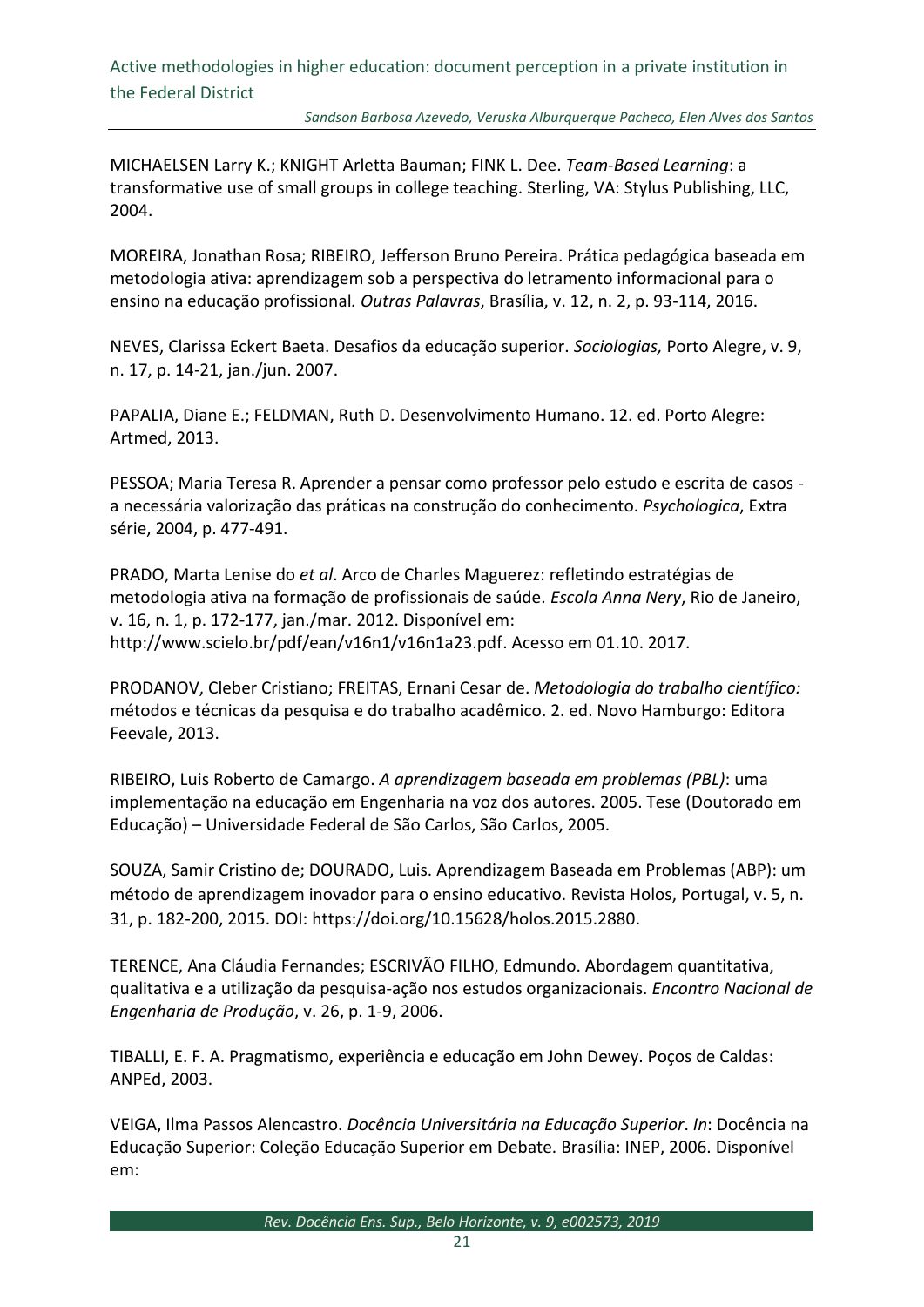MICHAELSEN Larry K.; KNIGHT Arletta Bauman; FINK L. Dee. *Team-Based Learning*: a transformative use of small groups in college teaching. Sterling, VA: Stylus Publishing, LLC, 2004.

MOREIRA, Jonathan Rosa; RIBEIRO, Jefferson Bruno Pereira. Prática pedagógica baseada em metodologia ativa: aprendizagem sob a perspectiva do letramento informacional para o ensino na educação profissional. *Outras Palavras*, Brasília, v. 12, n. 2, p. 93-114, 2016.

NEVES, Clarissa Eckert Baeta. Desafios da educação superior. *Sociologias,* Porto Alegre, v. 9, n. 17, p. 14-21, jan./jun. 2007.

PAPALIA, Diane E.; FELDMAN, Ruth D. Desenvolvimento Humano. 12. ed. Porto Alegre: Artmed, 2013.

PESSOA; Maria Teresa R. Aprender a pensar como professor pelo estudo e escrita de casos - a necessária valorização das práticas na construção do conhecimento. *Psychologica*, Extra série, 2004, p. 477-491.

PRADO, Marta Lenise do *et al*. Arco de Charles Maguerez: refletindo estratégias de metodologia ativa na formação de profissionais de saúde. *Escola Anna Nery*, Rio de Janeiro, v. 16, n. 1, p. 172-177, jan./mar. 2012. Disponível em: http://www.scielo.br/pdf/ean/v16n1/v16n1a23.pdf. Acesso em 01.10. 2017.

PRODANOV, Cleber Cristiano; FREITAS, Ernani Cesar de. *Metodologia do trabalho científico:* métodos e técnicas da pesquisa e do trabalho acadêmico. 2. ed. Novo Hamburgo: Editora Feevale, 2013.

RIBEIRO, Luis Roberto de Camargo. *A aprendizagem baseada em problemas (PBL)*: uma implementação na educação em Engenharia na voz dos autores. 2005. Tese (Doutorado em Educação) – Universidade Federal de São Carlos, São Carlos, 2005.

SOUZA, Samir Cristino de; DOURADO, Luis. Aprendizagem Baseada em Problemas (ABP): um método de aprendizagem inovador para o ensino educativo. Revista Holos, Portugal, v. 5, n. 31, p. 182-200, 2015. DOI: https://doi.org/10.15628/holos.2015.2880.

TERENCE, Ana Cláudia Fernandes; ESCRIVÃO FILHO, Edmundo. Abordagem quantitativa, qualitativa e a utilização da pesquisa-ação nos estudos organizacionais. *Encontro Nacional de Engenharia de Produção*, v. 26, p. 1-9, 2006.

TIBALLI, E. F. A. Pragmatismo, experiência e educação em John Dewey. Poços de Caldas: ANPEd, 2003.

VEIGA, Ilma Passos Alencastro. *Docência Universitária na Educação Superior*. *In*: Docência na Educação Superior: Coleção Educação Superior em Debate. Brasília: INEP, 2006. Disponível em: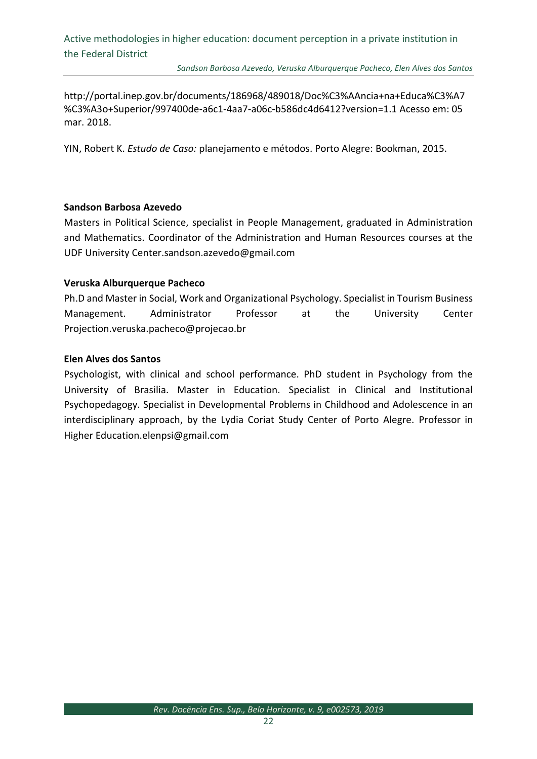http://portal.inep.gov.br/documents/186968/489018/Doc%C3%AAncia+na+Educa%C3%A7%C3%A3o+Superior/997400de-a6c1-4aa7-a06c-b586dc4d6412?version=1.1 Acesso em: 05 mar. 2018.

YIN, Robert K. *Estudo de Caso:* planejamento e métodos. Porto Alegre: Bookman, 2015.

**Sandson Barbosa Azevedo**

Masters in Political Science, specialist in People Management, graduated in Administration and Mathematics. Coordinator of the Administration and Human Resources courses at the UDF University Center.sandson.azevedo@gmail.com

**Veruska Alburquerque Pacheco**

Ph.D and Master in Social, Work and Organizational Psychology. Specialist in Tourism Business Management. Administrator Professor at the University Center Projection.veruska.pacheco@projecao.br

**Elen Alves dos Santos**

Psychologist, with clinical and school performance. PhD student in Psychology from the University of Brasilia. Master in Education. Specialist in Clinical and Institutional Psychopedagogy. Specialist in Developmental Problems in Childhood and Adolescence in an interdisciplinary approach, by the Lydia Coriat Study Center of Porto Alegre. Professor in Higher Education.elenpsi@gmail.com